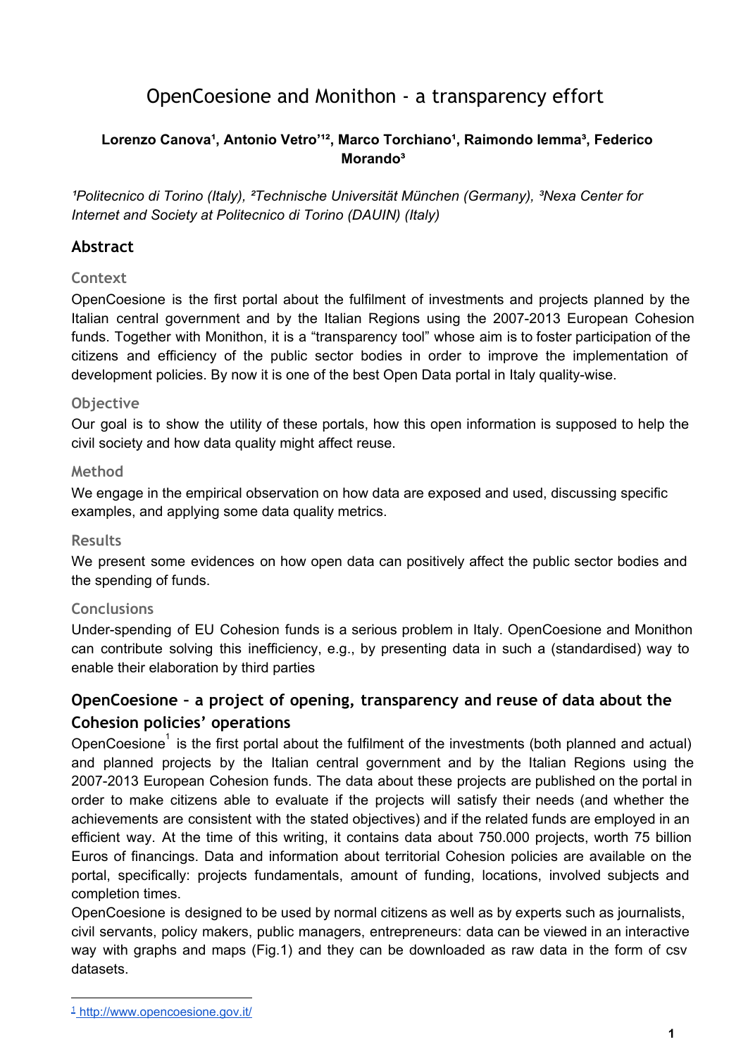# OpenCoesione and Monithon - a transparency effort

**Lorenzo Canova[1], Antonio Vetro'[1,2], Marco Torchiano[1], Raimondo Iemma[3], Federico Morando[3]**

*[1]Politecnico di Torino (Italy), [2]Technische Universität München (Germany), [3]Nexa Center for Internet and Society at Politecnico di Torino (DAUIN) (Italy)*

## Abstract

### Context

OpenCoesione is the first portal about the fulfilment of investments and projects planned by the Italian central government and by the Italian Regions using the 2007-2013 European Cohesion funds. Together with Monithon, it is a "transparency tool" whose aim is to foster participation of the citizens and efficiency of the public sector bodies in order to improve the implementation of development policies. By now it is one of the best Open Data portal in Italy quality-wise.

### Objective

Our goal is to show the utility of these portals, how this open information is supposed to help the civil society and how data quality might affect reuse.

### Method

We engage in the empirical observation on how data are exposed and used, discussing specific examples, and applying some data quality metrics.

### Results

We present some evidences on how open data can positively affect the public sector bodies and the spending of funds.

### Conclusions

Under-spending of EU Cohesion funds is a serious problem in Italy. OpenCoesione and Monithon can contribute solving this inefficiency, e.g., by presenting data in such a (standardised) way to enable their elaboration by third parties

## OpenCoesione – a project of opening, transparency and reuse of data about the Cohesion policies' operations

OpenCoesione[1] is the first portal about the fulfilment of the investments (both planned and actual) and planned projects by the Italian central government and by the Italian Regions using the 2007-2013 European Cohesion funds. The data about these projects are published on the portal in order to make citizens able to evaluate if the projects will satisfy their needs (and whether the achievements are consistent with the stated objectives) and if the related funds are employed in an efficient way. At the time of this writing, it contains data about 750.000 projects, worth 75 billion Euros of financings. Data and information about territorial Cohesion policies are available on the portal, specifically: projects fundamentals, amount of funding, locations, involved subjects and completion times.

OpenCoesione is designed to be used by normal citizens as well as by experts such as journalists, civil servants, policy makers, public managers, entrepreneurs: data can be viewed in an interactive way with graphs and maps (Fig.1) and they can be downloaded as raw data in the form of csv datasets.

[1] http://www.opencoesione.gov.it/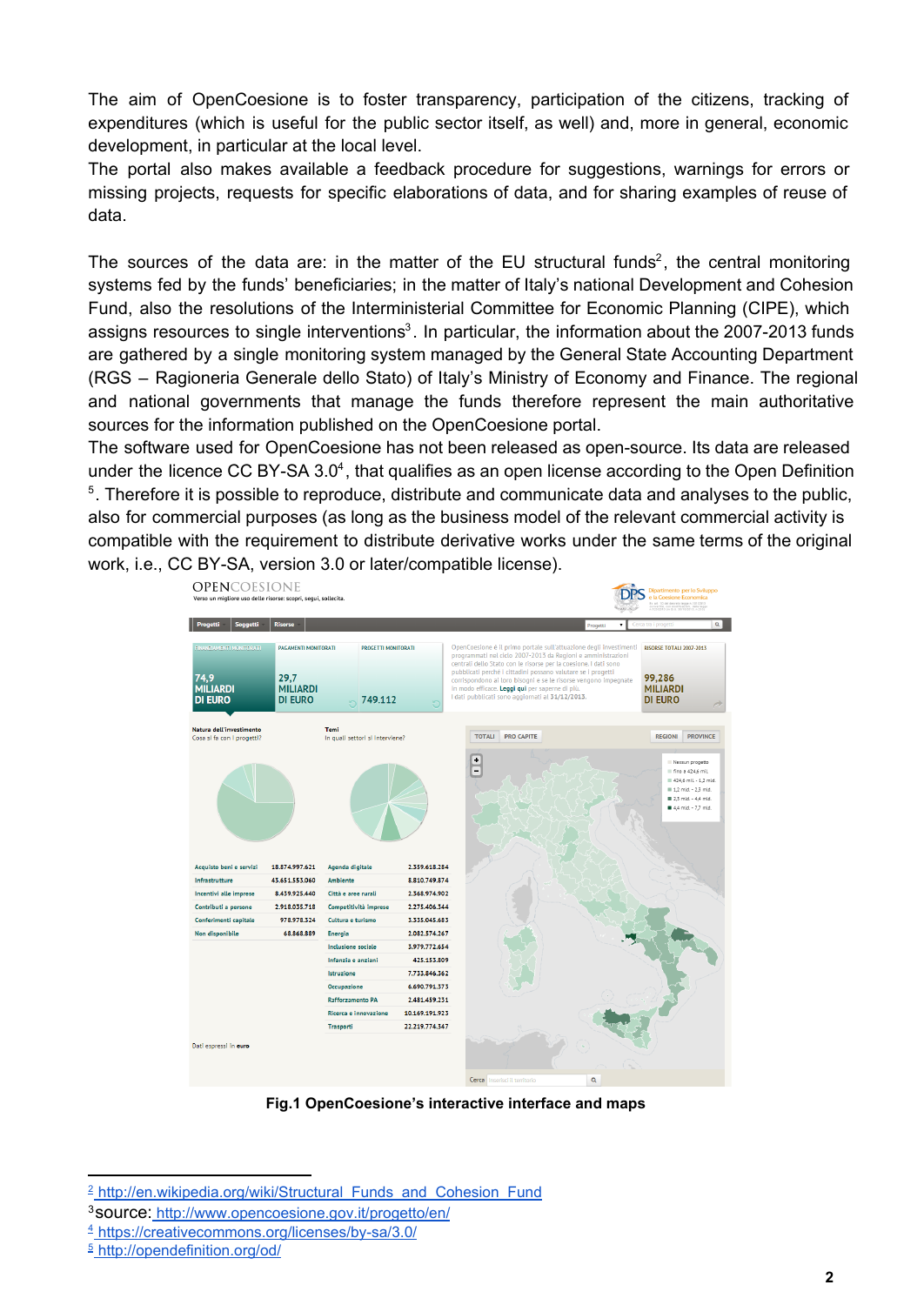The aim of OpenCoesione is to foster transparency, participation of the citizens, tracking of expenditures (which is useful for the public sector itself, as well) and, more in general, economic development, in particular at the local level.
The portal also makes available a feedback procedure for suggestions, warnings for errors or missing projects, requests for specific elaborations of data, and for sharing examples of reuse of data.

The sources of the data are: in the matter of the EU structural funds[2], the central monitoring systems fed by the funds' beneficiaries; in the matter of Italy's national Development and Cohesion Fund, also the resolutions of the Interministerial Committee for Economic Planning (CIPE), which assigns resources to single interventions[3]. In particular, the information about the 2007-2013 funds are gathered by a single monitoring system managed by the General State Accounting Department (RGS – Ragioneria Generale dello Stato) of Italy's Ministry of Economy and Finance. The regional and national governments that manage the funds therefore represent the main authoritative sources for the information published on the OpenCoesione portal.
The software used for OpenCoesione has not been released as open-source. Its data are released under the licence CC BY-SA 3.0[4], that qualifies as an open license according to the Open Definition [5]. Therefore it is possible to reproduce, distribute and communicate data and analyses to the public, also for commercial purposes (as long as the business model of the relevant commercial activity is compatible with the requirement to distribute derivative works under the same terms of the original work, i.e., CC BY-SA, version 3.0 or later/compatible license).

**Fig.1 OpenCoesione's interactive interface and maps**

---

[2] http://en.wikipedia.org/wiki/Structural_Funds_and_Cohesion_Fund
[3] source: http://www.opencoesione.gov.it/progetto/en/
[4] https://creativecommons.org/licenses/by-sa/3.0/
[5] http://opendefinition.org/od/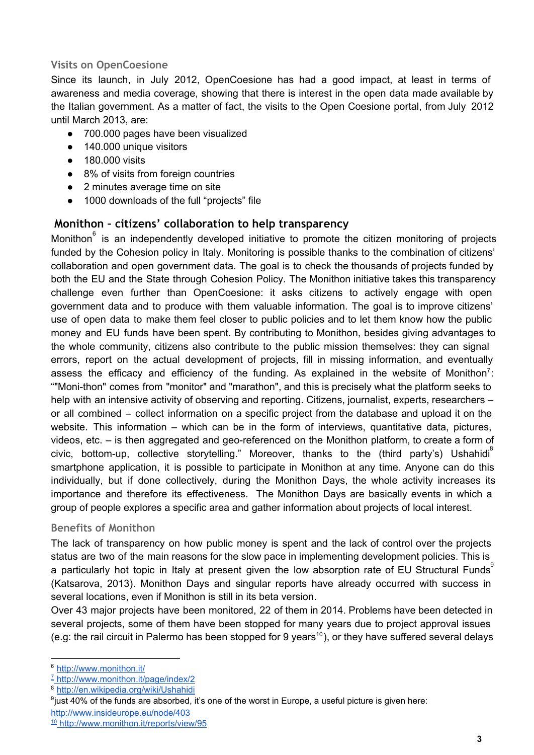### Visits on OpenCoesione

Since its launch, in July 2012, OpenCoesione has had a good impact, at least in terms of awareness and media coverage, showing that there is interest in the open data made available by the Italian government. As a matter of fact, the visits to the Open Coesione portal, from July 2012 until March 2013, are:

- 700.000 pages have been visualized
- 140.000 unique visitors
- 180.000 visits
- 8% of visits from foreign countries
- 2 minutes average time on site
- 1000 downloads of the full "projects" file

## Monithon – citizens' collaboration to help transparency

Monithon[6] is an independently developed initiative to promote the citizen monitoring of projects funded by the Cohesion policy in Italy. Monitoring is possible thanks to the combination of citizens' collaboration and open government data. The goal is to check the thousands of projects funded by both the EU and the State through Cohesion Policy. The Monithon initiative takes this transparency challenge even further than OpenCoesione: it asks citizens to actively engage with open government data and to produce with them valuable information. The goal is to improve citizens' use of open data to make them feel closer to public policies and to let them know how the public money and EU funds have been spent. By contributing to Monithon, besides giving advantages to the whole community, citizens also contribute to the public mission themselves: they can signal errors, report on the actual development of projects, fill in missing information, and eventually assess the efficacy and efficiency of the funding. As explained in the website of Monithon[7]: ""Moni-thon" comes from "monitor" and "marathon", and this is precisely what the platform seeks to help with an intensive activity of observing and reporting. Citizens, journalist, experts, researchers – or all combined – collect information on a specific project from the database and upload it on the website. This information – which can be in the form of interviews, quantitative data, pictures, videos, etc. – is then aggregated and geo-referenced on the Monithon platform, to create a form of civic, bottom-up, collective storytelling." Moreover, thanks to the (third party's) Ushahidi[8] smartphone application, it is possible to participate in Monithon at any time. Anyone can do this individually, but if done collectively, during the Monithon Days, the whole activity increases its importance and therefore its effectiveness. The Monithon Days are basically events in which a group of people explores a specific area and gather information about projects of local interest.

### Benefits of Monithon

The lack of transparency on how public money is spent and the lack of control over the projects status are two of the main reasons for the slow pace in implementing development policies. This is a particularly hot topic in Italy at present given the low absorption rate of EU Structural Funds[9] (Katsarova, 2013). Monithon Days and singular reports have already occurred with success in several locations, even if Monithon is still in its beta version.

Over 43 major projects have been monitored, 22 of them in 2014. Problems have been detected in several projects, some of them have been stopped for many years due to project approval issues (e.g: the rail circuit in Palermo has been stopped for 9 years[10]), or they have suffered several delays

---

[6] http://www.monithon.it/

[7] http://www.monithon.it/page/index/2

[8] http://en.wikipedia.org/wiki/Ushahidi

[9] just 40% of the funds are absorbed, it's one of the worst in Europe, a useful picture is given here: http://www.insideurope.eu/node/403

[10] http://www.monithon.it/reports/view/95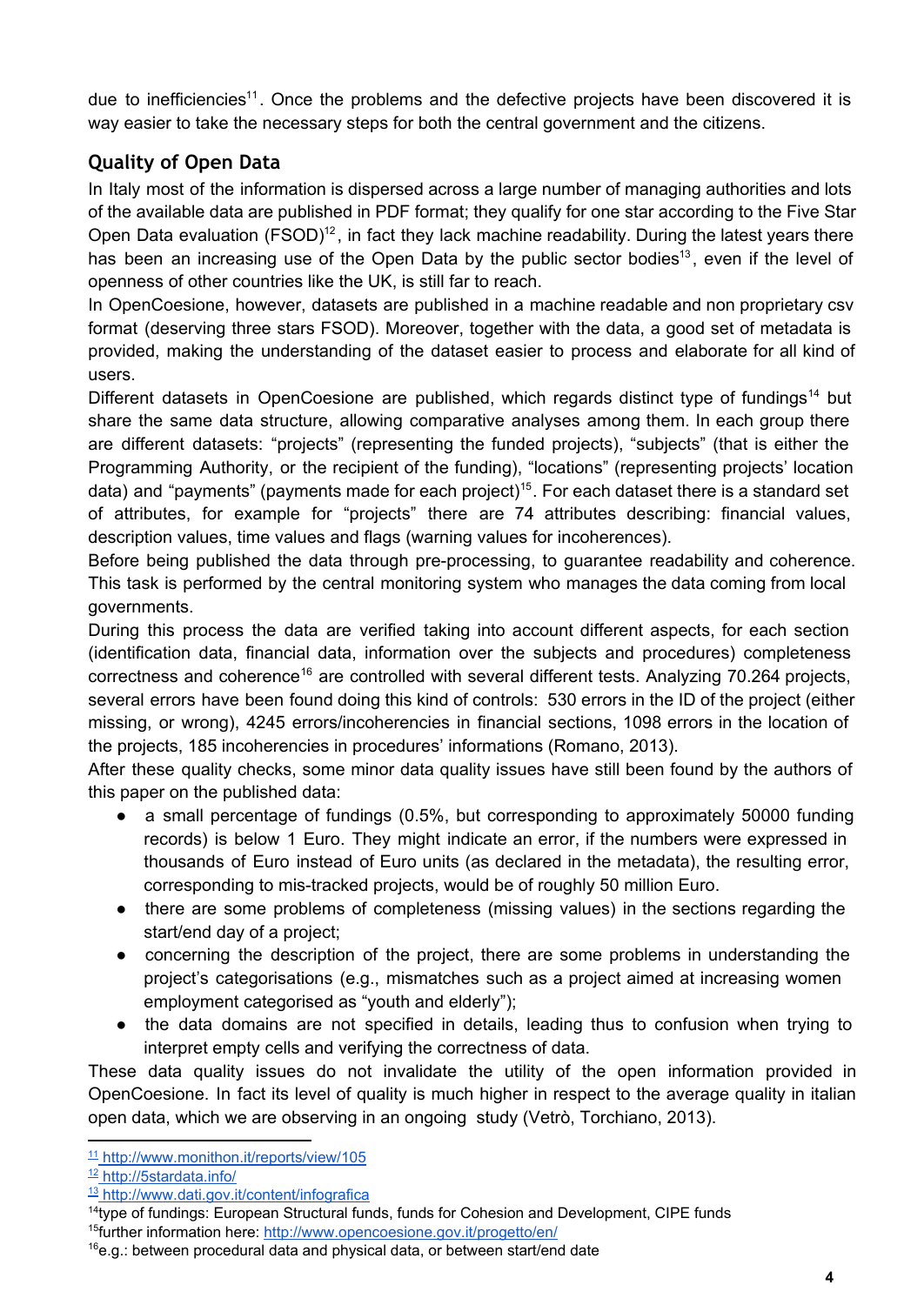due to inefficiencies[11]. Once the problems and the defective projects have been discovered it is way easier to take the necessary steps for both the central government and the citizens.

## Quality of Open Data

In Italy most of the information is dispersed across a large number of managing authorities and lots of the available data are published in PDF format; they qualify for one star according to the Five Star Open Data evaluation (FSOD)[12], in fact they lack machine readability. During the latest years there has been an increasing use of the Open Data by the public sector bodies[13], even if the level of openness of other countries like the UK, is still far to reach.

In OpenCoesione, however, datasets are published in a machine readable and non proprietary csv format (deserving three stars FSOD). Moreover, together with the data, a good set of metadata is provided, making the understanding of the dataset easier to process and elaborate for all kind of users.

Different datasets in OpenCoesione are published, which regards distinct type of fundings[14] but share the same data structure, allowing comparative analyses among them. In each group there are different datasets: "projects" (representing the funded projects), "subjects" (that is either the Programming Authority, or the recipient of the funding), "locations" (representing projects' location data) and "payments" (payments made for each project)[15]. For each dataset there is a standard set of attributes, for example for "projects" there are 74 attributes describing: financial values, description values, time values and flags (warning values for incoherences).

Before being published the data through pre-processing, to guarantee readability and coherence. This task is performed by the central monitoring system who manages the data coming from local governments.

During this process the data are verified taking into account different aspects, for each section (identification data, financial data, information over the subjects and procedures) completeness correctness and coherence[16] are controlled with several different tests. Analyzing 70.264 projects, several errors have been found doing this kind of controls: 530 errors in the ID of the project (either missing, or wrong), 4245 errors/incoherencies in financial sections, 1098 errors in the location of the projects, 185 incoherencies in procedures' informations (Romano, 2013).

After these quality checks, some minor data quality issues have still been found by the authors of this paper on the published data:

- a small percentage of fundings (0.5%, but corresponding to approximately 50000 funding records) is below 1 Euro. They might indicate an error, if the numbers were expressed in thousands of Euro instead of Euro units (as declared in the metadata), the resulting error, corresponding to mis-tracked projects, would be of roughly 50 million Euro.
- there are some problems of completeness (missing values) in the sections regarding the start/end day of a project;
- concerning the description of the project, there are some problems in understanding the project's categorisations (e.g., mismatches such as a project aimed at increasing women employment categorised as "youth and elderly");
- the data domains are not specified in details, leading thus to confusion when trying to interpret empty cells and verifying the correctness of data.

These data quality issues do not invalidate the utility of the open information provided in OpenCoesione. In fact its level of quality is much higher in respect to the average quality in italian open data, which we are observing in an ongoing study (Vetrò, Torchiano, 2013).

[11] http://www.monithon.it/reports/view/105
[12] http://5stardata.info/
[13] http://www.dati.gov.it/content/infografica
[14] type of fundings: European Structural funds, funds for Cohesion and Development, CIPE funds
[15] further information here: http://www.opencoesione.gov.it/progetto/en/
[16] e.g.: between procedural data and physical data, or between start/end date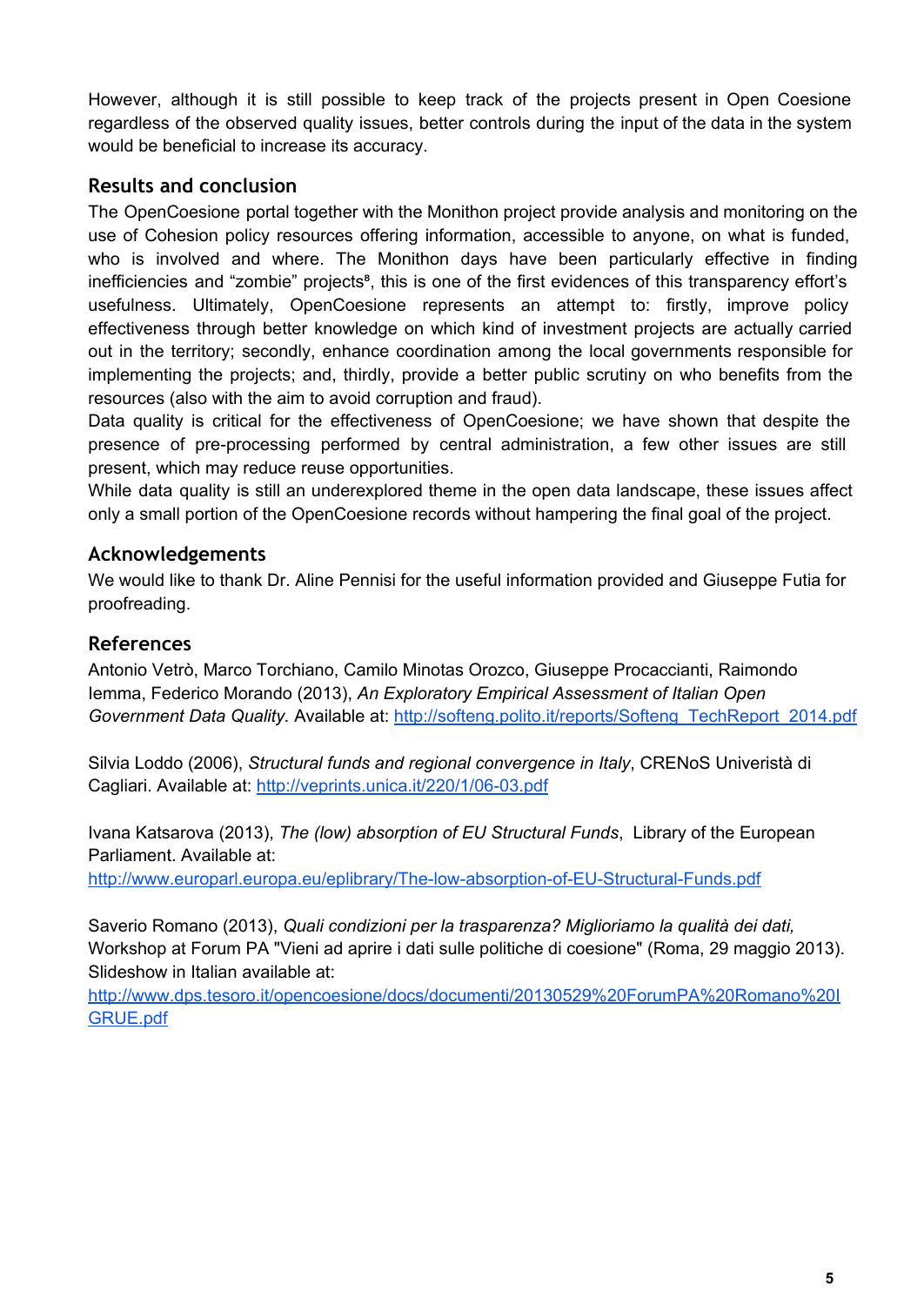However, although it is still possible to keep track of the projects present in Open Coesione regardless of the observed quality issues, better controls during the input of the data in the system would be beneficial to increase its accuracy.

## Results and conclusion

The OpenCoesione portal together with the Monithon project provide analysis and monitoring on the use of Cohesion policy resources offering information, accessible to anyone, on what is funded, who is involved and where. The Monithon days have been particularly effective in finding inefficiencies and "zombie" projects[8], this is one of the first evidences of this transparency effort's usefulness. Ultimately, OpenCoesione represents an attempt to: firstly, improve policy effectiveness through better knowledge on which kind of investment projects are actually carried out in the territory; secondly, enhance coordination among the local governments responsible for implementing the projects; and, thirdly, provide a better public scrutiny on who benefits from the resources (also with the aim to avoid corruption and fraud).

Data quality is critical for the effectiveness of OpenCoesione; we have shown that despite the presence of pre-processing performed by central administration, a few other issues are still present, which may reduce reuse opportunities.

While data quality is still an underexplored theme in the open data landscape, these issues affect only a small portion of the OpenCoesione records without hampering the final goal of the project.

## Acknowledgements

We would like to thank Dr. Aline Pennisi for the useful information provided and Giuseppe Futia for proofreading.

## References

Antonio Vetrò, Marco Torchiano, Camilo Minotas Orozco, Giuseppe Procaccianti, Raimondo Iemma, Federico Morando (2013), *An Exploratory Empirical Assessment of Italian Open Government Data Quality.* Available at: http://softeng.polito.it/reports/Softeng_TechReport_2014.pdf

Silvia Loddo (2006), *Structural funds and regional convergence in Italy*, CRENoS Univeristà di Cagliari. Available at: http://veprints.unica.it/220/1/06-03.pdf

Ivana Katsarova (2013), *The (low) absorption of EU Structural Funds*, Library of the European Parliament. Available at: http://www.europarl.europa.eu/eplibrary/The-low-absorption-of-EU-Structural-Funds.pdf

Saverio Romano (2013), *Quali condizioni per la trasparenza? Miglioriamo la qualità dei dati,* Workshop at Forum PA "Vieni ad aprire i dati sulle politiche di coesione" (Roma, 29 maggio 2013). Slideshow in Italian available at: http://www.dps.tesoro.it/opencoesione/docs/documenti/20130529%20ForumPA%20Romano%20IGRUE.pdf